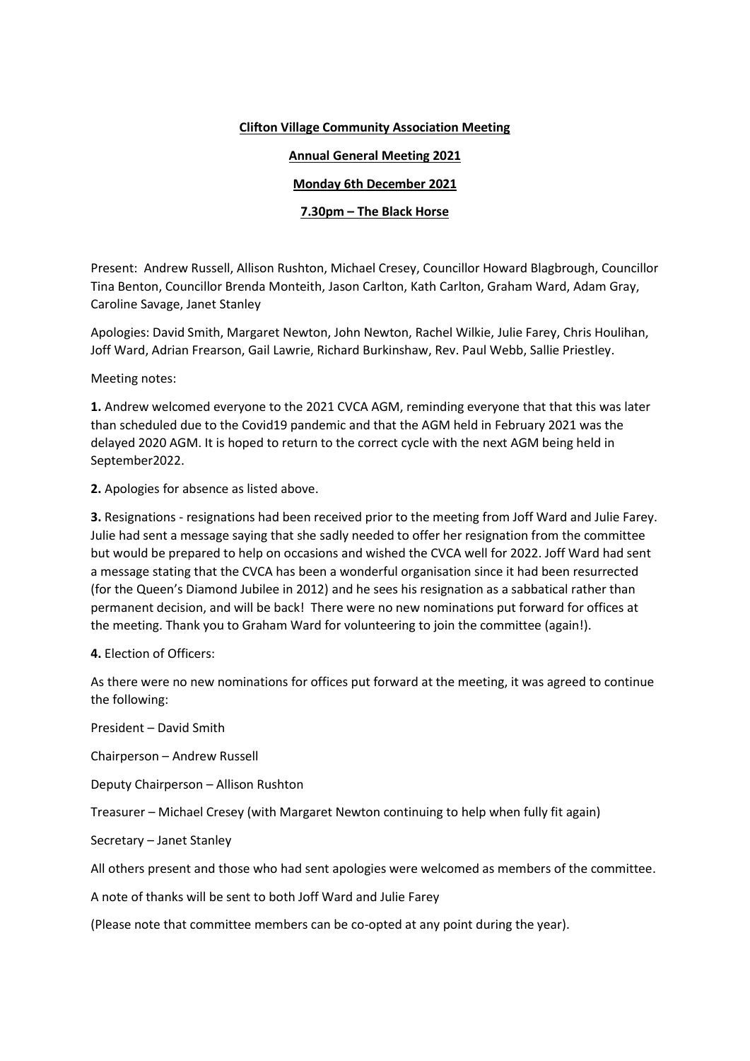**Clifton Village Community Association Meeting**

**Annual General Meeting 2021**

**Monday 6th December 2021**

**7.30pm – The Black Horse**

Present: Andrew Russell, Allison Rushton, Michael Cresey, Councillor Howard Blagbrough, Councillor Tina Benton, Councillor Brenda Monteith, Jason Carlton, Kath Carlton, Graham Ward, Adam Gray, Caroline Savage, Janet Stanley

Apologies: David Smith, Margaret Newton, John Newton, Rachel Wilkie, Julie Farey, Chris Houlihan, Joff Ward, Adrian Frearson, Gail Lawrie, Richard Burkinshaw, Rev. Paul Webb, Sallie Priestley.

Meeting notes:

**1.** Andrew welcomed everyone to the 2021 CVCA AGM, reminding everyone that that this was later than scheduled due to the Covid19 pandemic and that the AGM held in February 2021 was the delayed 2020 AGM. It is hoped to return to the correct cycle with the next AGM being held in September2022.

**2.** Apologies for absence as listed above.

**3.** Resignations - resignations had been received prior to the meeting from Joff Ward and Julie Farey. Julie had sent a message saying that she sadly needed to offer her resignation from the committee but would be prepared to help on occasions and wished the CVCA well for 2022. Joff Ward had sent a message stating that the CVCA has been a wonderful organisation since it had been resurrected (for the Queen's Diamond Jubilee in 2012) and he sees his resignation as a sabbatical rather than permanent decision, and will be back! There were no new nominations put forward for offices at the meeting. Thank you to Graham Ward for volunteering to join the committee (again!).

**4.** Election of Officers:

As there were no new nominations for offices put forward at the meeting, it was agreed to continue the following:

President – David Smith

Chairperson – Andrew Russell

Deputy Chairperson – Allison Rushton

Treasurer – Michael Cresey (with Margaret Newton continuing to help when fully fit again)

Secretary – Janet Stanley

All others present and those who had sent apologies were welcomed as members of the committee.

A note of thanks will be sent to both Joff Ward and Julie Farey

(Please note that committee members can be co-opted at any point during the year).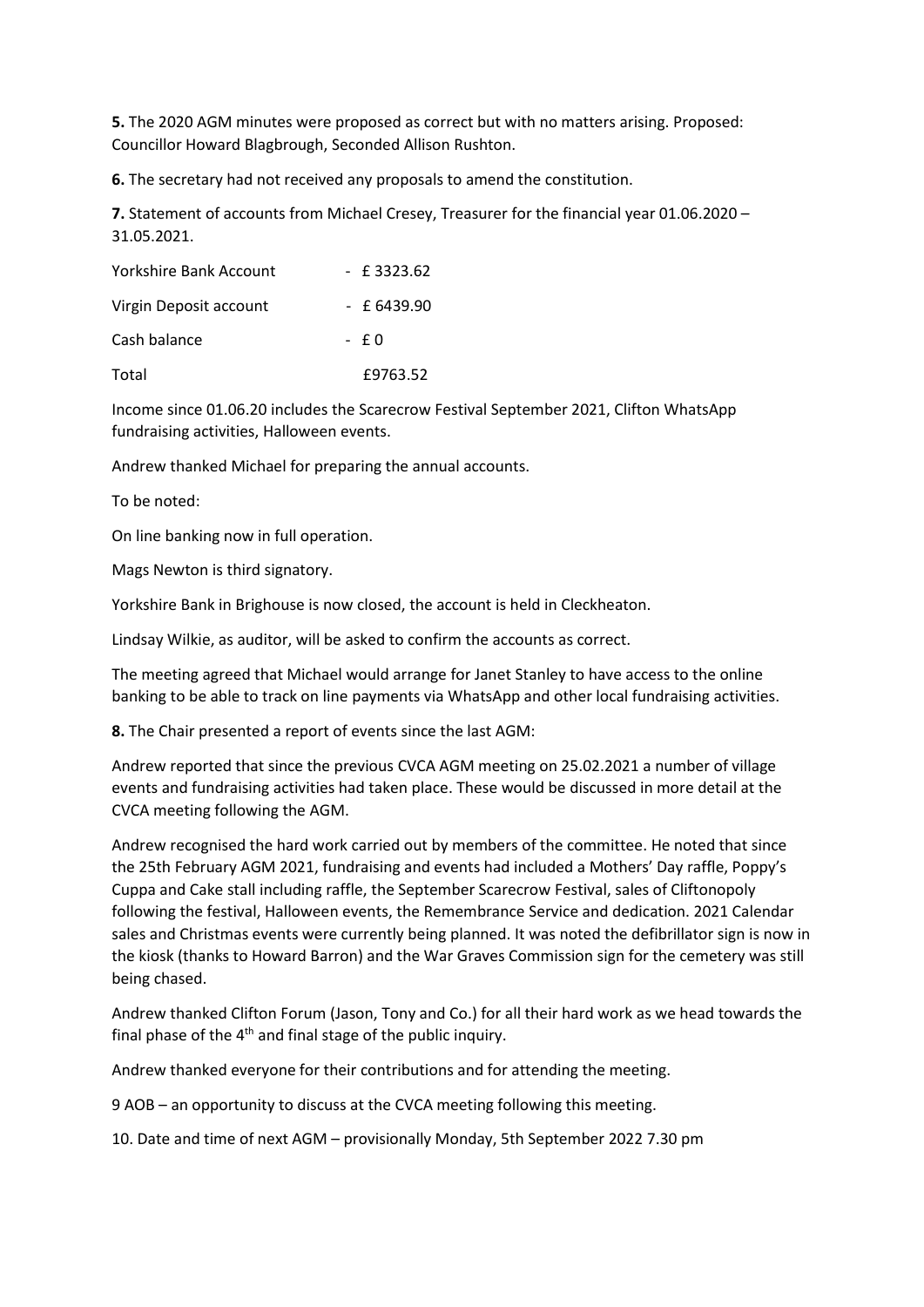**5.** The 2020 AGM minutes were proposed as correct but with no matters arising. Proposed: Councillor Howard Blagbrough, Seconded Allison Rushton.

**6.** The secretary had not received any proposals to amend the constitution.

**7.** Statement of accounts from Michael Cresey, Treasurer for the financial year 01.06.2020 – 31.05.2021.

| | |
|---|---|
| Yorkshire Bank Account | - £ 3323.62 |
| Virgin Deposit account | - £ 6439.90 |
| Cash balance | - £ 0 |
| Total | £9763.52 |

Income since 01.06.20 includes the Scarecrow Festival September 2021, Clifton WhatsApp fundraising activities, Halloween events.

Andrew thanked Michael for preparing the annual accounts.

To be noted:

On line banking now in full operation.

Mags Newton is third signatory.

Yorkshire Bank in Brighouse is now closed, the account is held in Cleckheaton.

Lindsay Wilkie, as auditor, will be asked to confirm the accounts as correct.

The meeting agreed that Michael would arrange for Janet Stanley to have access to the online banking to be able to track on line payments via WhatsApp and other local fundraising activities.

**8.** The Chair presented a report of events since the last AGM:

Andrew reported that since the previous CVCA AGM meeting on 25.02.2021 a number of village events and fundraising activities had taken place. These would be discussed in more detail at the CVCA meeting following the AGM.

Andrew recognised the hard work carried out by members of the committee. He noted that since the 25th February AGM 2021, fundraising and events had included a Mothers' Day raffle, Poppy's Cuppa and Cake stall including raffle, the September Scarecrow Festival, sales of Cliftonopoly following the festival, Halloween events, the Remembrance Service and dedication. 2021 Calendar sales and Christmas events were currently being planned. It was noted the defibrillator sign is now in the kiosk (thanks to Howard Barron) and the War Graves Commission sign for the cemetery was still being chased.

Andrew thanked Clifton Forum (Jason, Tony and Co.) for all their hard work as we head towards the final phase of the 4th and final stage of the public inquiry.

Andrew thanked everyone for their contributions and for attending the meeting.

9 AOB – an opportunity to discuss at the CVCA meeting following this meeting.

10. Date and time of next AGM – provisionally Monday, 5th September 2022 7.30 pm